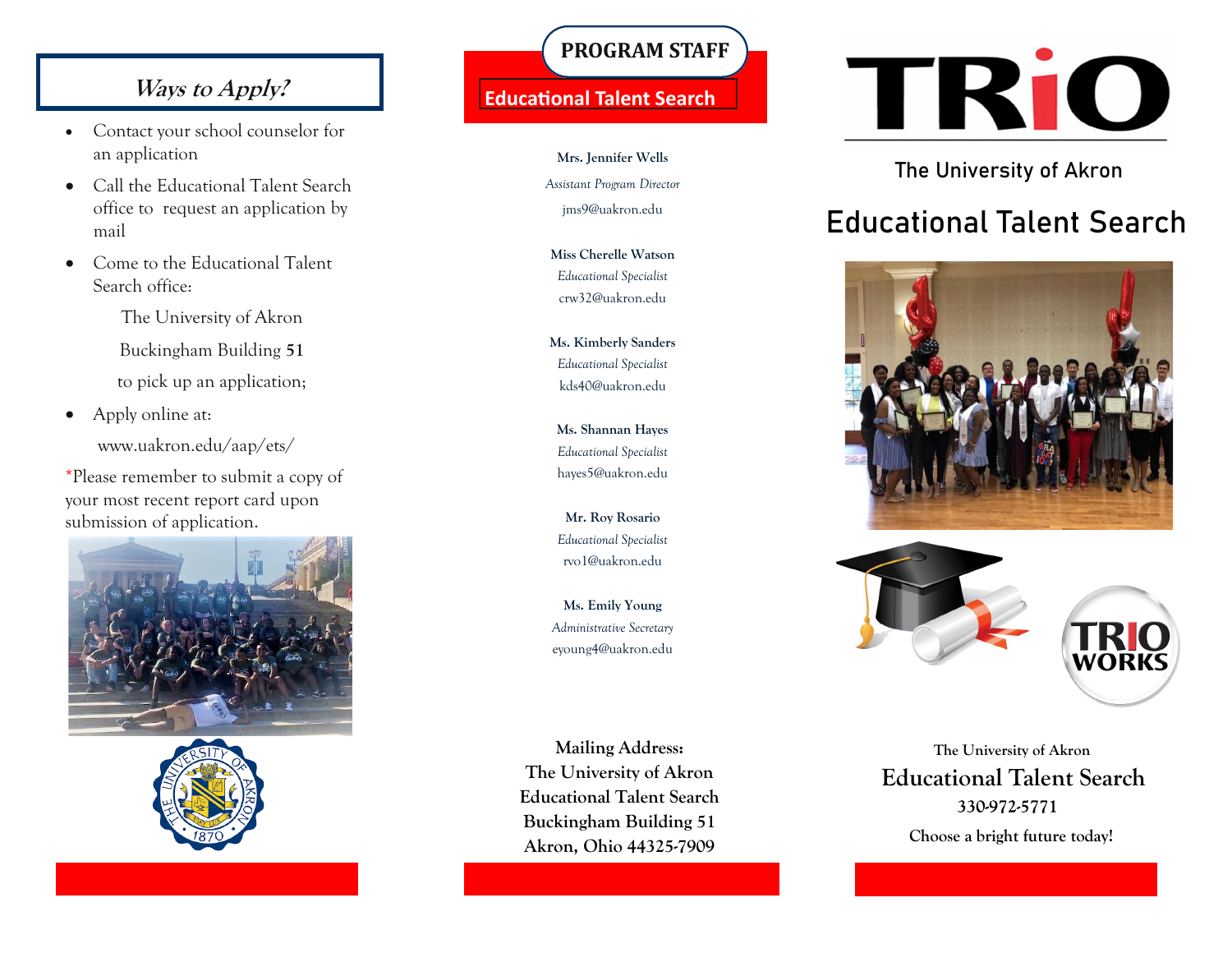## *Ways to Apply?*

- Contact your school counselor for an application
- Call the Educational Talent Search office to request an application by mail
- Come to the Educational Talent Search office:

  The University of Akron

  Buckingham Building **51**

  to pick up an application;
- Apply online at:

  www.uakron.edu/aap/ets/

*Please remember to submit a copy of your most recent report card upon submission of application.

## PROGRAM STAFF

### Educational Talent Search

**Mrs. Jennifer Wells**
*Assistant Program Director*
jms9@uakron.edu

**Miss Cherelle Watson**
*Educational Specialist*
crw32@uakron.edu

**Ms. Kimberly Sanders**
*Educational Specialist*
kds40@uakron.edu

**Ms. Shannan Hayes**
*Educational Specialist*
hayes5@uakron.edu

**Mr. Roy Rosario**
*Educational Specialist*
rvo1@uakron.edu

**Ms. Emily Young**
*Administrative Secretary*
eyoung4@uakron.edu

**Mailing Address:**
**The University of Akron**
**Educational Talent Search**
**Buckingham Building 51**
**Akron, Ohio 44325-7909**

# TRiO

The University of Akron

# Educational Talent Search

TRIO WORKS

**The University of Akron**

**Educational Talent Search**

**330-972-5771**

**Choose a bright future today!**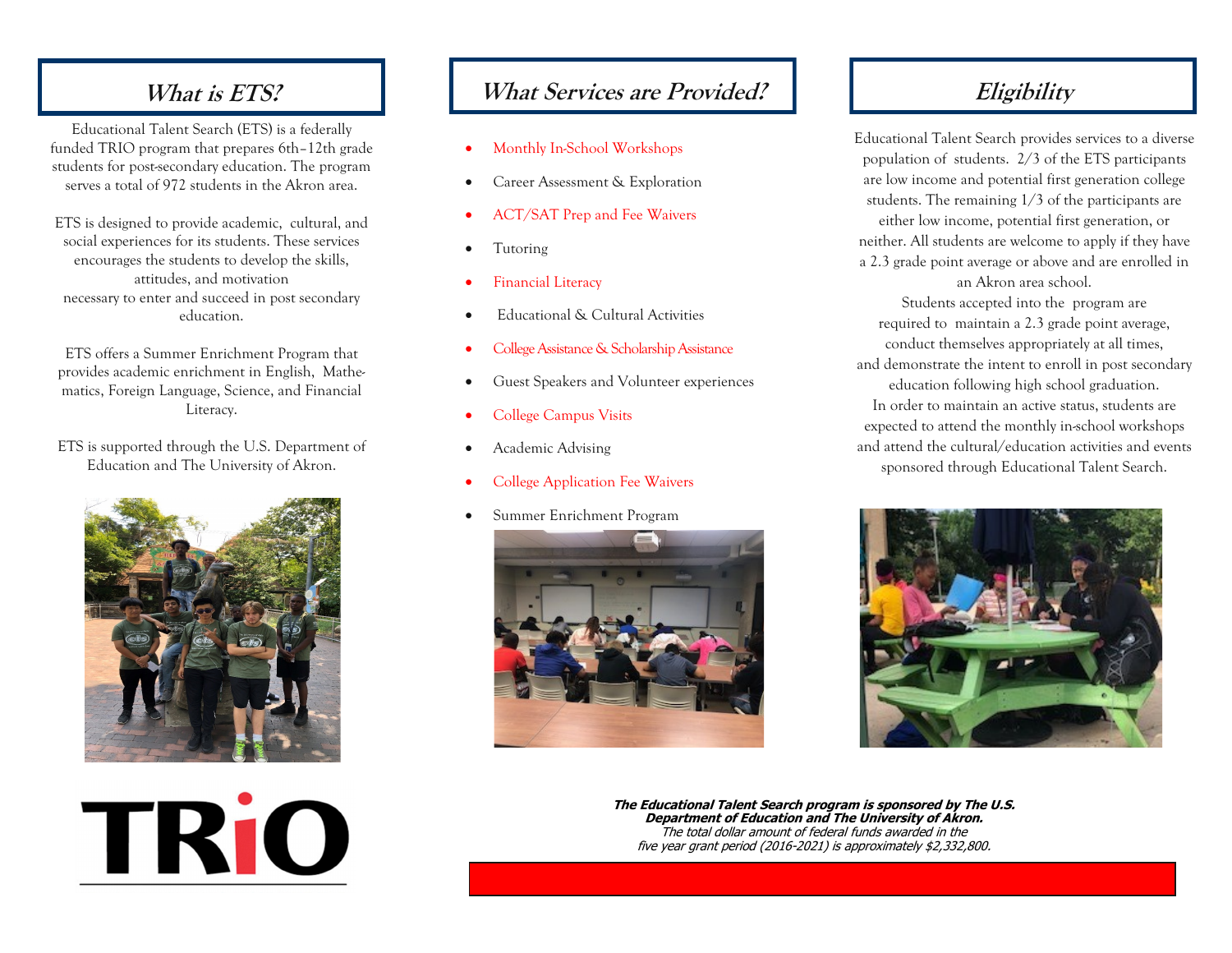## *What is ETS?*

Educational Talent Search (ETS) is a federally funded TRIO program that prepares 6th–12th grade students for post-secondary education. The program serves a total of 972 students in the Akron area.

ETS is designed to provide academic, cultural, and social experiences for its students. These services encourages the students to develop the skills, attitudes, and motivation necessary to enter and succeed in post secondary education.

ETS offers a Summer Enrichment Program that provides academic enrichment in English, Mathematics, Foreign Language, Science, and Financial Literacy.

ETS is supported through the U.S. Department of Education and The University of Akron.

TRiO

## *What Services are Provided?*

- Monthly In-School Workshops
- Career Assessment & Exploration
- ACT/SAT Prep and Fee Waivers
- Tutoring
- Financial Literacy
- Educational & Cultural Activities
- College Assistance & Scholarship Assistance
- Guest Speakers and Volunteer experiences
- College Campus Visits
- Academic Advising
- College Application Fee Waivers
- Summer Enrichment Program

## *Eligibility*

Educational Talent Search provides services to a diverse population of students. 2/3 of the ETS participants are low income and potential first generation college students. The remaining 1/3 of the participants are either low income, potential first generation, or neither. All students are welcome to apply if they have a 2.3 grade point average or above and are enrolled in an Akron area school.

Students accepted into the program are required to maintain a 2.3 grade point average, conduct themselves appropriately at all times, and demonstrate the intent to enroll in post secondary education following high school graduation.

In order to maintain an active status, students are expected to attend the monthly in-school workshops and attend the cultural/education activities and events sponsored through Educational Talent Search.

***The Educational Talent Search program is sponsored by The U.S. Department of Education and The University of Akron.***

*The total dollar amount of federal funds awarded in the five year grant period (2016-2021) is approximately $2,332,800.*